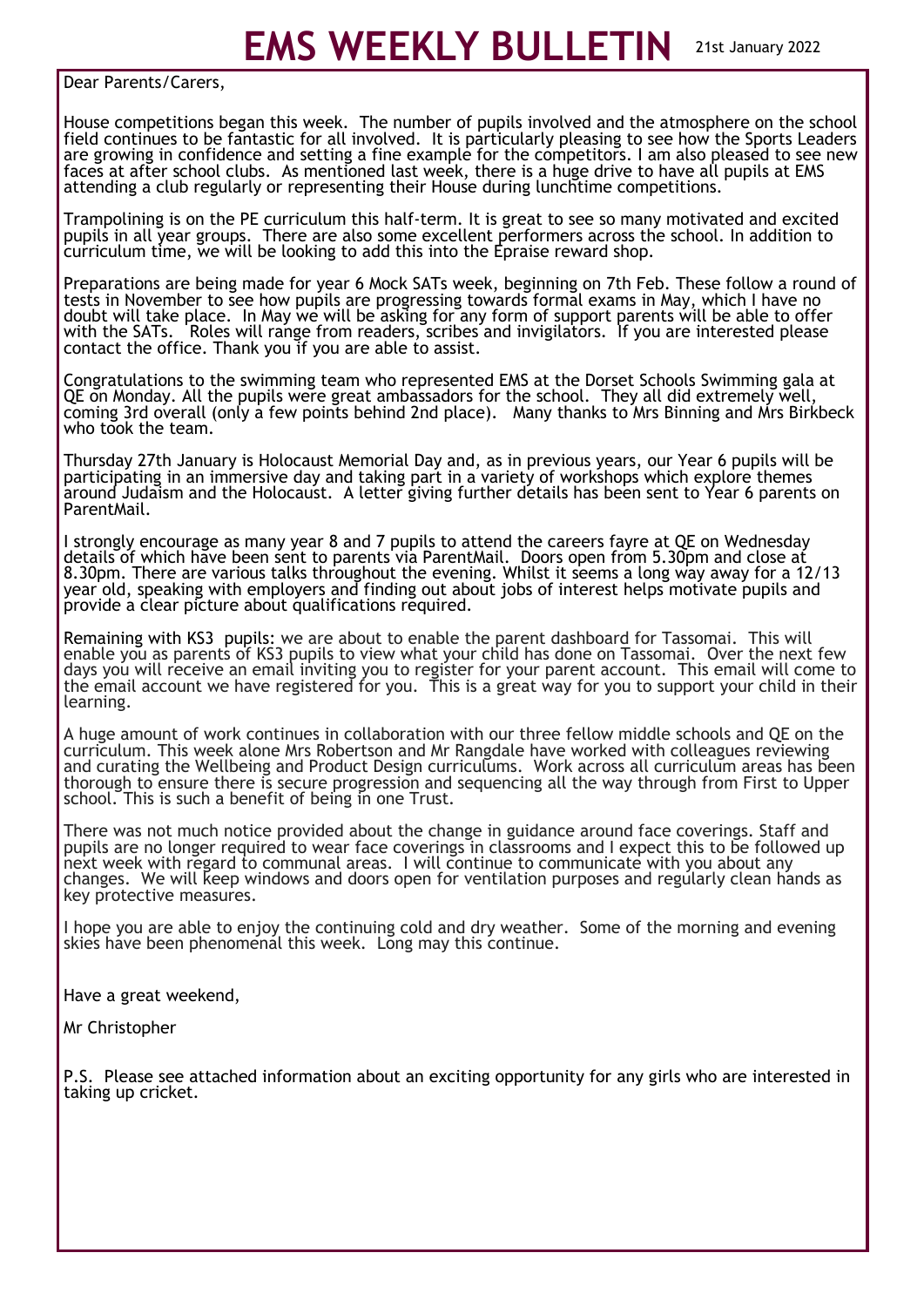# EMS WEEKLY BULLETIN

21st January 2022

Dear Parents/Carers,

House competitions began this week. The number of pupils involved and the atmosphere on the school field continues to be fantastic for all involved. It is particularly pleasing to see how the Sports Leaders are growing in confidence and setting a fine example for the competitors. I am also pleased to see new faces at after school clubs. As mentioned last week, there is a huge drive to have all pupils at EMS attending a club regularly or representing their House during lunchtime competitions.

Trampolining is on the PE curriculum this half-term. It is great to see so many motivated and excited pupils in all year groups. There are also some excellent performers across the school. In addition to curriculum time, we will be looking to add this into the Epraise reward shop.

Preparations are being made for year 6 Mock SATs week, beginning on 7th Feb. These follow a round of tests in November to see how pupils are progressing towards formal exams in May, which I have no doubt will take place. In May we will be asking for any form of support parents will be able to offer with the SATs. Roles will range from readers, scribes and invigilators. If you are interested please contact the office. Thank you if you are able to assist.

Congratulations to the swimming team who represented EMS at the Dorset Schools Swimming gala at QE on Monday. All the pupils were great ambassadors for the school. They all did extremely well, coming 3rd overall (only a few points behind 2nd place). Many thanks to Mrs Binning and Mrs Birkbeck who took the team.

Thursday 27th January is Holocaust Memorial Day and, as in previous years, our Year 6 pupils will be participating in an immersive day and taking part in a variety of workshops which explore themes around Judaism and the Holocaust. A letter giving further details has been sent to Year 6 parents on ParentMail.

I strongly encourage as many year 8 and 7 pupils to attend the careers fayre at QE on Wednesday details of which have been sent to parents via ParentMail. Doors open from 5.30pm and close at 8.30pm. There are various talks throughout the evening. Whilst it seems a long way away for a 12/13 year old, speaking with employers and finding out about jobs of interest helps motivate pupils and provide a clear picture about qualifications required.

Remaining with KS3 pupils: we are about to enable the parent dashboard for Tassomai. This will enable you as parents of KS3 pupils to view what your child has done on Tassomai. Over the next few days you will receive an email inviting you to register for your parent account. This email will come to the email account we have registered for you. This is a great way for you to support your child in their learning.

A huge amount of work continues in collaboration with our three fellow middle schools and QE on the curriculum. This week alone Mrs Robertson and Mr Rangdale have worked with colleagues reviewing and curating the Wellbeing and Product Design curriculums. Work across all curriculum areas has been thorough to ensure there is secure progression and sequencing all the way through from First to Upper school. This is such a benefit of being in one Trust.

There was not much notice provided about the change in guidance around face coverings. Staff and pupils are no longer required to wear face coverings in classrooms and I expect this to be followed up next week with regard to communal areas. I will continue to communicate with you about any changes. We will keep windows and doors open for ventilation purposes and regularly clean hands as key protective measures.

I hope you are able to enjoy the continuing cold and dry weather. Some of the morning and evening skies have been phenomenal this week. Long may this continue.

Have a great weekend,

Mr Christopher

P.S. Please see attached information about an exciting opportunity for any girls who are interested in taking up cricket.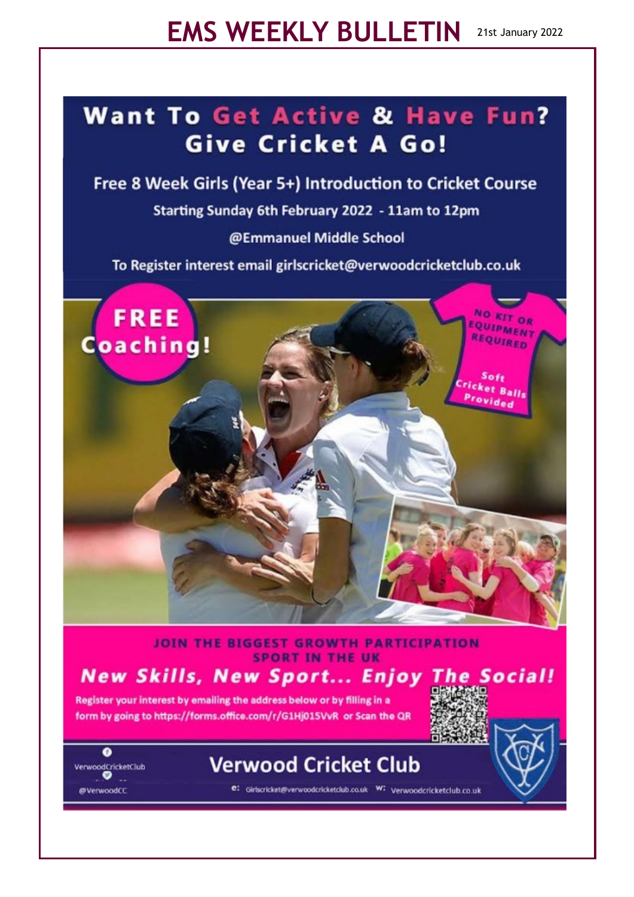# EMS WEEKLY BULLETIN

21st January 2022

## Want To Get Active & Have Fun? Give Cricket A Go!

**Free 8 Week Girls (Year 5+) Introduction to Cricket Course**

**Starting Sunday 6th February 2022 - 11am to 12pm**

**@Emmanuel Middle School**

**To Register interest email girlscricket@verwoodcricketclub.co.uk**

**FREE Coaching!**

**NO KIT OR EQUIPMENT REQUIRED**

**Soft Cricket Balls Provided**

**JOIN THE BIGGEST GROWTH PARTICIPATION SPORT IN THE UK**

***New Skills, New Sport... Enjoy The Social!***

Register your interest by emailing the address below or by filling in a form by going to https://forms.office.com/r/G1Hj015VvR or Scan the QR

VerwoodCricketClub

@VerwoodCC

## Verwood Cricket Club

e: Girlscricket@verwoodcricketclub.co.uk W: Verwoodcricketclub.co.uk